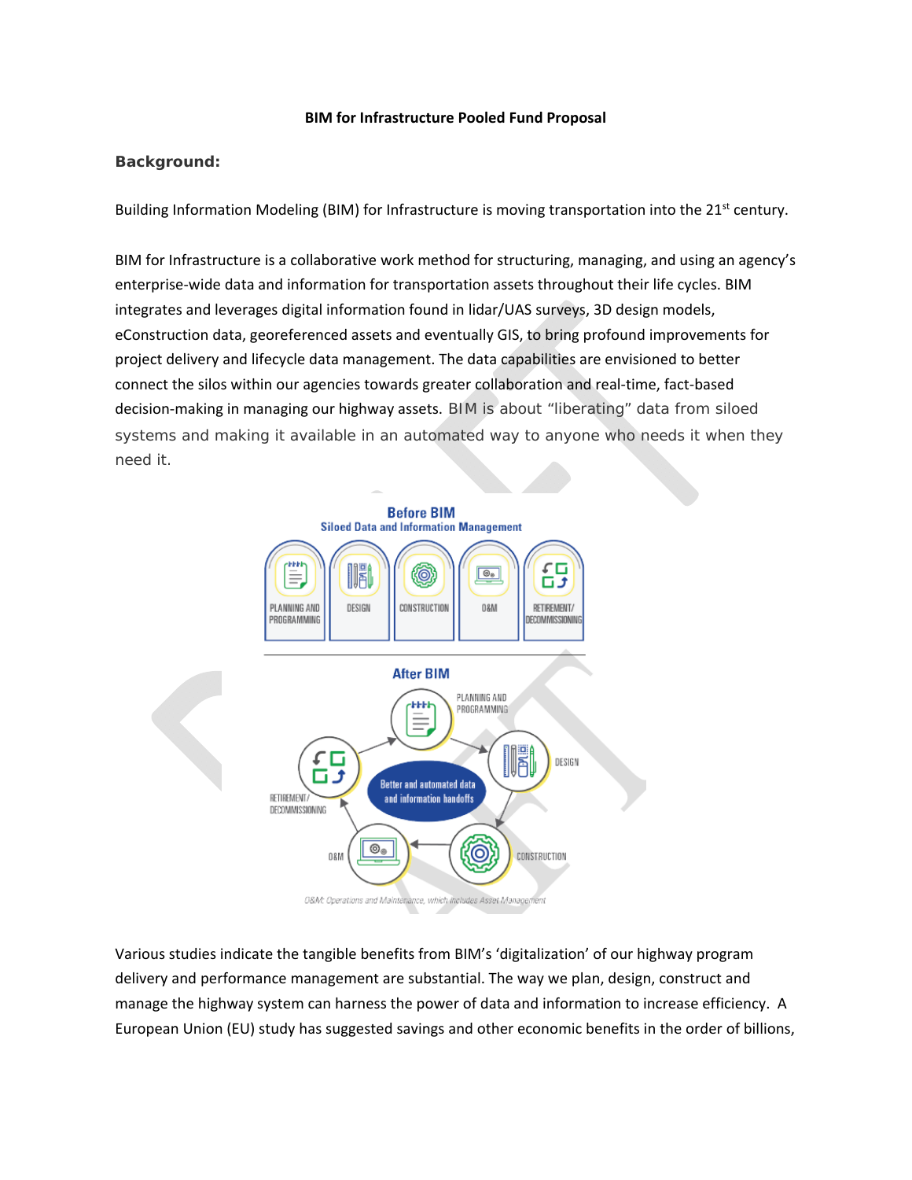# BIM for Infrastructure Pooled Fund Proposal

## Background:

Building Information Modeling (BIM) for Infrastructure is moving transportation into the 21st century.

BIM for Infrastructure is a collaborative work method for structuring, managing, and using an agency's enterprise-wide data and information for transportation assets throughout their life cycles. BIM integrates and leverages digital information found in lidar/UAS surveys, 3D design models, eConstruction data, georeferenced assets and eventually GIS, to bring profound improvements for project delivery and lifecycle data management. The data capabilities are envisioned to better connect the silos within our agencies towards greater collaboration and real-time, fact-based decision-making in managing our highway assets. BIM is about "liberating" data from siloed systems and making it available in an automated way to anyone who needs it when they need it.

O&M: Operations and Maintenance, which includes Asset Management

Various studies indicate the tangible benefits from BIM's 'digitalization' of our highway program delivery and performance management are substantial. The way we plan, design, construct and manage the highway system can harness the power of data and information to increase efficiency. A European Union (EU) study has suggested savings and other economic benefits in the order of billions,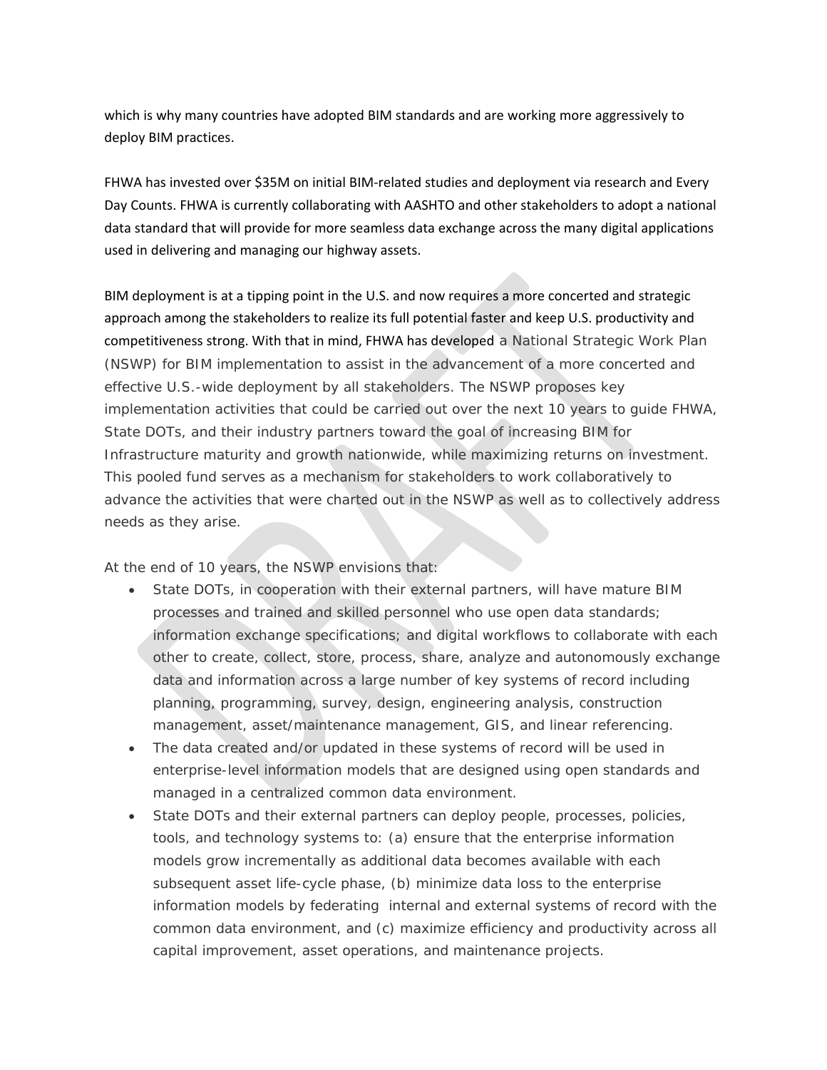which is why many countries have adopted BIM standards and are working more aggressively to deploy BIM practices.

FHWA has invested over $35M on initial BIM-related studies and deployment via research and Every Day Counts. FHWA is currently collaborating with AASHTO and other stakeholders to adopt a national data standard that will provide for more seamless data exchange across the many digital applications used in delivering and managing our highway assets.

BIM deployment is at a tipping point in the U.S. and now requires a more concerted and strategic approach among the stakeholders to realize its full potential faster and keep U.S. productivity and competitiveness strong. With that in mind, FHWA has developed a National Strategic Work Plan (NSWP) for BIM implementation to assist in the advancement of a more concerted and effective U.S.-wide deployment by all stakeholders. The NSWP proposes key implementation activities that could be carried out over the next 10 years to guide FHWA, State DOTs, and their industry partners toward the goal of increasing BIM for Infrastructure maturity and growth nationwide, while maximizing returns on investment. This pooled fund serves as a mechanism for stakeholders to work collaboratively to advance the activities that were charted out in the NSWP as well as to collectively address needs as they arise.

At the end of 10 years, the NSWP envisions that:

- State DOTs, in cooperation with their external partners, will have mature BIM processes and trained and skilled personnel who use open data standards; information exchange specifications; and digital workflows to collaborate with each other to create, collect, store, process, share, analyze and autonomously exchange data and information across a large number of key systems of record including planning, programming, survey, design, engineering analysis, construction management, asset/maintenance management, GIS, and linear referencing.
- The data created and/or updated in these systems of record will be used in enterprise-level information models that are designed using open standards and managed in a centralized common data environment.
- State DOTs and their external partners can deploy people, processes, policies, tools, and technology systems to: (a) ensure that the enterprise information models grow incrementally as additional data becomes available with each subsequent asset life-cycle phase, (b) minimize data loss to the enterprise information models by federating internal and external systems of record with the common data environment, and (c) maximize efficiency and productivity across all capital improvement, asset operations, and maintenance projects.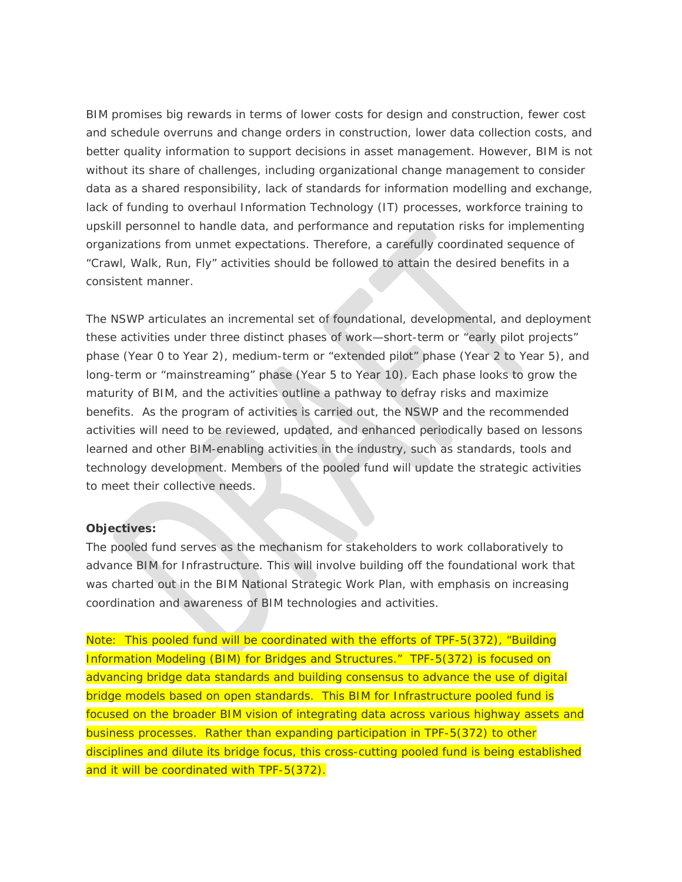BIM promises big rewards in terms of lower costs for design and construction, fewer cost and schedule overruns and change orders in construction, lower data collection costs, and better quality information to support decisions in asset management. However, BIM is not without its share of challenges, including organizational change management to consider data as a shared responsibility, lack of standards for information modelling and exchange, lack of funding to overhaul Information Technology (IT) processes, workforce training to upskill personnel to handle data, and performance and reputation risks for implementing organizations from unmet expectations. Therefore, a carefully coordinated sequence of "Crawl, Walk, Run, Fly" activities should be followed to attain the desired benefits in a consistent manner.

The NSWP articulates an incremental set of foundational, developmental, and deployment these activities under three distinct phases of work—short-term or "early pilot projects" phase (Year 0 to Year 2), medium-term or "extended pilot" phase (Year 2 to Year 5), and long-term or "mainstreaming" phase (Year 5 to Year 10). Each phase looks to grow the maturity of BIM, and the activities outline a pathway to defray risks and maximize benefits. As the program of activities is carried out, the NSWP and the recommended activities will need to be reviewed, updated, and enhanced periodically based on lessons learned and other BIM-enabling activities in the industry, such as standards, tools and technology development. Members of the pooled fund will update the strategic activities to meet their collective needs.

**Objectives:**

The pooled fund serves as the mechanism for stakeholders to work collaboratively to advance BIM for Infrastructure. This will involve building off the foundational work that was charted out in the BIM National Strategic Work Plan, with emphasis on increasing coordination and awareness of BIM technologies and activities.

Note: This pooled fund will be coordinated with the efforts of TPF-5(372), "Building Information Modeling (BIM) for Bridges and Structures." TPF-5(372) is focused on advancing bridge data standards and building consensus to advance the use of digital bridge models based on open standards. This BIM for Infrastructure pooled fund is focused on the broader BIM vision of integrating data across various highway assets and business processes. Rather than expanding participation in TPF-5(372) to other disciplines and dilute its bridge focus, this cross-cutting pooled fund is being established and it will be coordinated with TPF-5(372).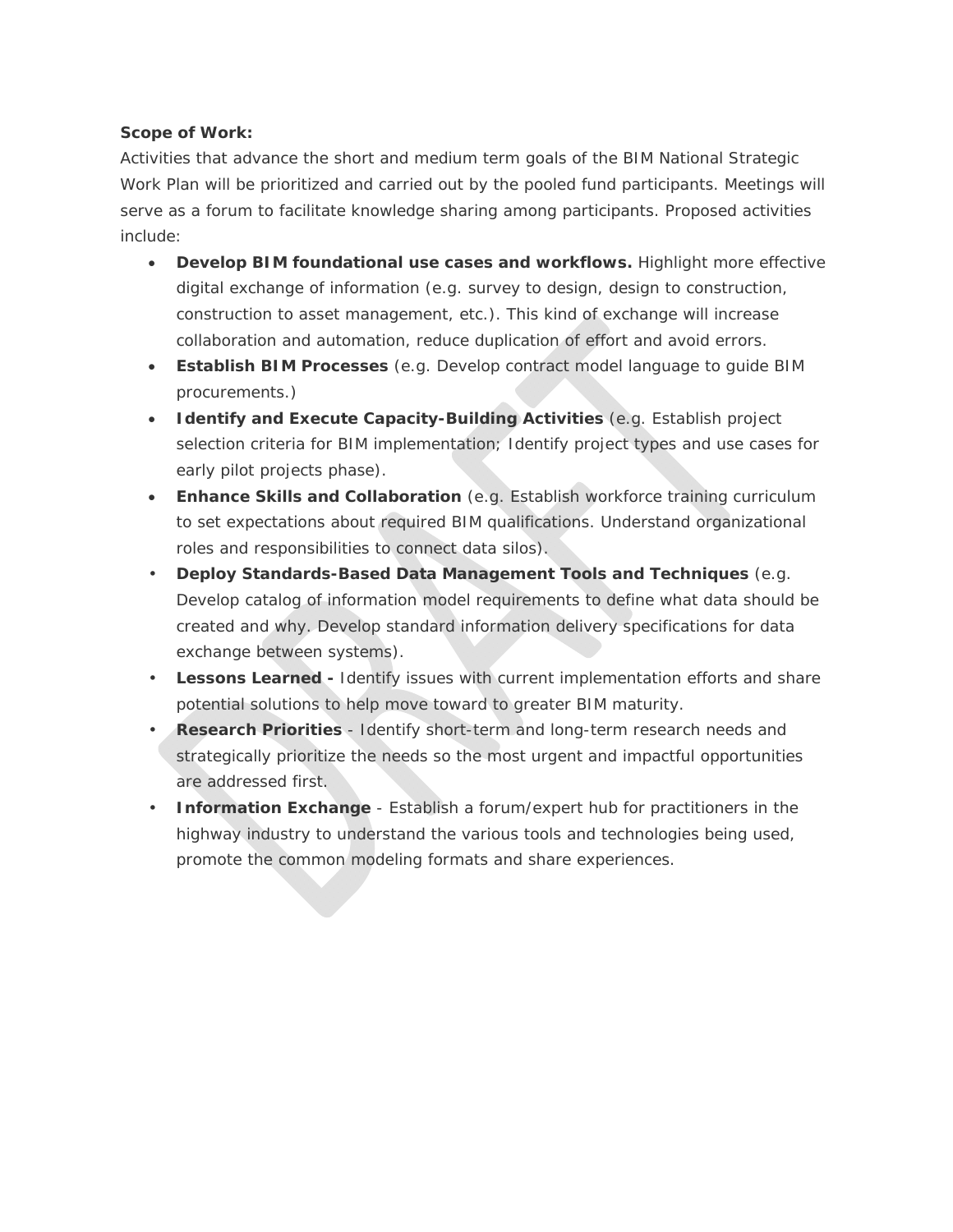**Scope of Work:**

Activities that advance the short and medium term goals of the BIM National Strategic Work Plan will be prioritized and carried out by the pooled fund participants. Meetings will serve as a forum to facilitate knowledge sharing among participants. Proposed activities include:

- **Develop BIM foundational use cases and workflows.** Highlight more effective digital exchange of information (e.g. survey to design, design to construction, construction to asset management, etc.). This kind of exchange will increase collaboration and automation, reduce duplication of effort and avoid errors.
- **Establish BIM Processes** (e.g. Develop contract model language to guide BIM procurements.)
- **Identify and Execute Capacity-Building Activities** (e.g. Establish project selection criteria for BIM implementation; Identify project types and use cases for early pilot projects phase).
- **Enhance Skills and Collaboration** (e.g. Establish workforce training curriculum to set expectations about required BIM qualifications. Understand organizational roles and responsibilities to connect data silos).
- **Deploy Standards-Based Data Management Tools and Techniques** (e.g. Develop catalog of information model requirements to define what data should be created and why. Develop standard information delivery specifications for data exchange between systems).
- **Lessons Learned -** Identify issues with current implementation efforts and share potential solutions to help move toward to greater BIM maturity.
- **Research Priorities** - Identify short-term and long-term research needs and strategically prioritize the needs so the most urgent and impactful opportunities are addressed first.
- **Information Exchange** - Establish a forum/expert hub for practitioners in the highway industry to understand the various tools and technologies being used, promote the common modeling formats and share experiences.